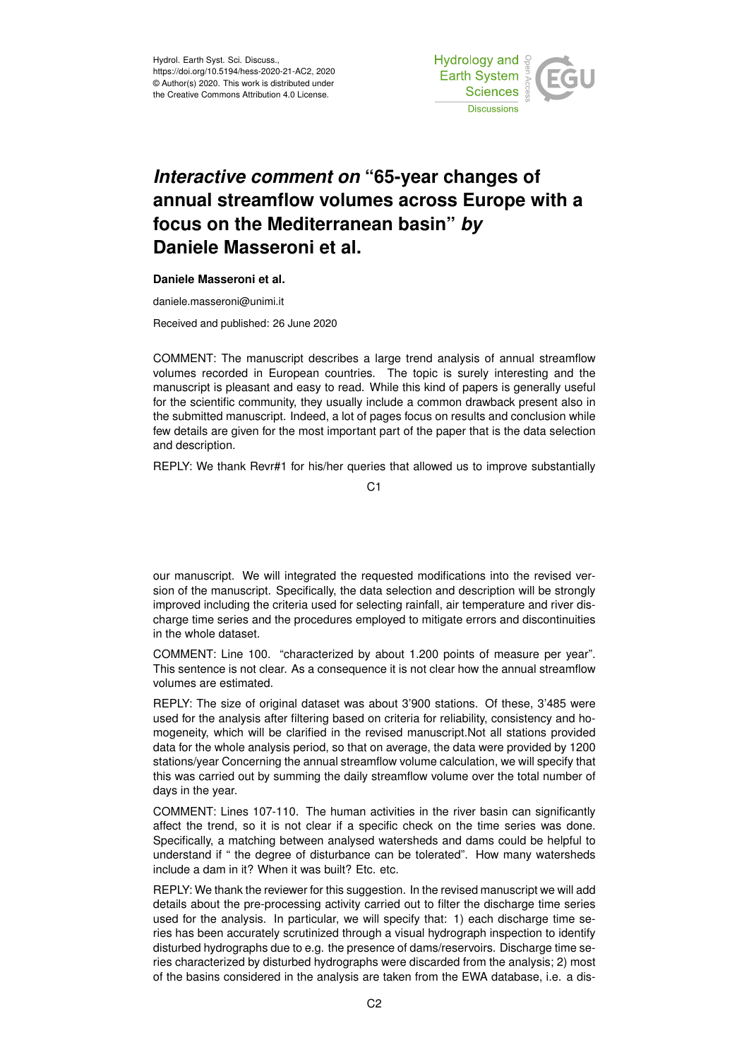Hydrol. Earth Syst. Sci. Discuss.,
https://doi.org/10.5194/hess-2020-21-AC2, 2020
© Author(s) 2020. This work is distributed under
the Creative Commons Attribution 4.0 License.

# *Interactive comment on* "65-year changes of annual streamflow volumes across Europe with a focus on the Mediterranean basin" *by* Daniele Masseroni et al.

**Daniele Masseroni et al.**

daniele.masseroni@unimi.it

Received and published: 26 June 2020

COMMENT: The manuscript describes a large trend analysis of annual streamflow volumes recorded in European countries. The topic is surely interesting and the manuscript is pleasant and easy to read. While this kind of papers is generally useful for the scientific community, they usually include a common drawback present also in the submitted manuscript. Indeed, a lot of pages focus on results and conclusion while few details are given for the most important part of the paper that is the data selection and description.

REPLY: We thank Revr#1 for his/her queries that allowed us to improve substantially our manuscript. We will integrated the requested modifications into the revised version of the manuscript. Specifically, the data selection and description will be strongly improved including the criteria used for selecting rainfall, air temperature and river discharge time series and the procedures employed to mitigate errors and discontinuities in the whole dataset.

COMMENT: Line 100. "characterized by about 1.200 points of measure per year". This sentence is not clear. As a consequence it is not clear how the annual streamflow volumes are estimated.

REPLY: The size of original dataset was about 3'900 stations. Of these, 3'485 were used for the analysis after filtering based on criteria for reliability, consistency and homogeneity, which will be clarified in the revised manuscript.Not all stations provided data for the whole analysis period, so that on average, the data were provided by 1200 stations/year Concerning the annual streamflow volume calculation, we will specify that this was carried out by summing the daily streamflow volume over the total number of days in the year.

COMMENT: Lines 107-110. The human activities in the river basin can significantly affect the trend, so it is not clear if a specific check on the time series was done. Specifically, a matching between analysed watersheds and dams could be helpful to understand if " the degree of disturbance can be tolerated". How many watersheds include a dam in it? When it was built? Etc. etc.

REPLY: We thank the reviewer for this suggestion. In the revised manuscript we will add details about the pre-processing activity carried out to filter the discharge time series used for the analysis. In particular, we will specify that: 1) each discharge time series has been accurately scrutinized through a visual hydrograph inspection to identify disturbed hydrographs due to e.g. the presence of dams/reservoirs. Discharge time series characterized by disturbed hydrographs were discarded from the analysis; 2) most of the basins considered in the analysis are taken from the EWA database, i.e. a dis-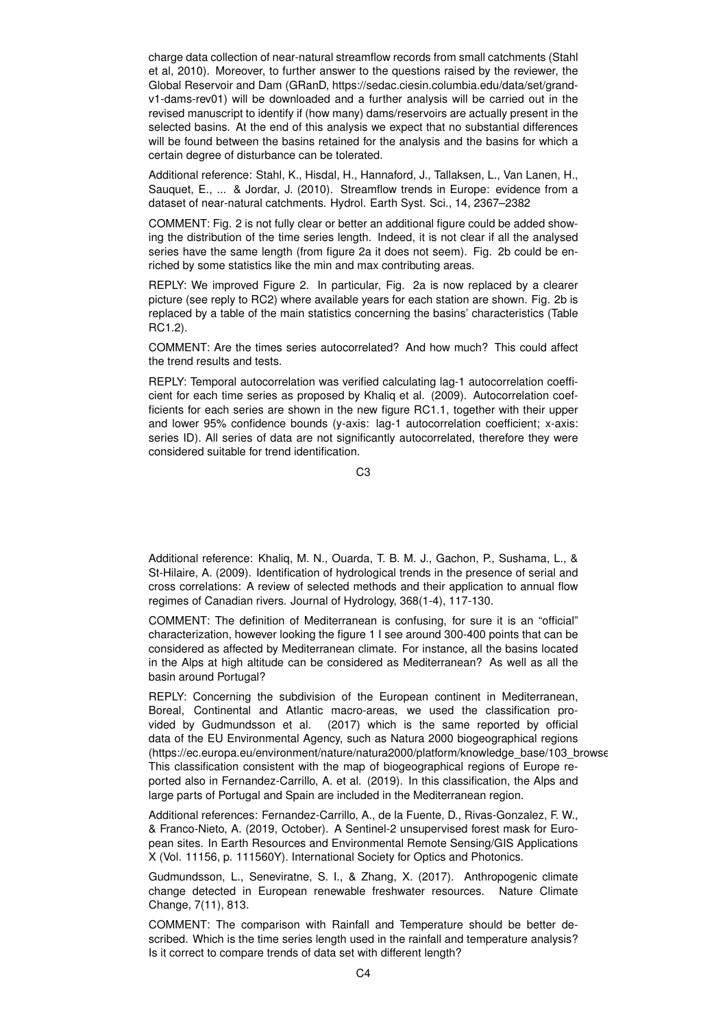charge data collection of near-natural streamflow records from small catchments (Stahl et al, 2010). Moreover, to further answer to the questions raised by the reviewer, the Global Reservoir and Dam (GRanD, https://sedac.ciesin.columbia.edu/data/set/grand-v1-dams-rev01) will be downloaded and a further analysis will be carried out in the revised manuscript to identify if (how many) dams/reservoirs are actually present in the selected basins. At the end of this analysis we expect that no substantial differences will be found between the basins retained for the analysis and the basins for which a certain degree of disturbance can be tolerated.

Additional reference: Stahl, K., Hisdal, H., Hannaford, J., Tallaksen, L., Van Lanen, H., Sauquet, E., ... & Jordar, J. (2010). Streamflow trends in Europe: evidence from a dataset of near-natural catchments. Hydrol. Earth Syst. Sci., 14, 2367–2382

COMMENT: Fig. 2 is not fully clear or better an additional figure could be added showing the distribution of the time series length. Indeed, it is not clear if all the analysed series have the same length (from figure 2a it does not seem). Fig. 2b could be enriched by some statistics like the min and max contributing areas.

REPLY: We improved Figure 2. In particular, Fig. 2a is now replaced by a clearer picture (see reply to RC2) where available years for each station are shown. Fig. 2b is replaced by a table of the main statistics concerning the basins' characteristics (Table RC1.2).

COMMENT: Are the times series autocorrelated? And how much? This could affect the trend results and tests.

REPLY: Temporal autocorrelation was verified calculating lag-1 autocorrelation coefficient for each time series as proposed by Khaliq et al. (2009). Autocorrelation coefficients for each series are shown in the new figure RC1.1, together with their upper and lower 95% confidence bounds (y-axis: lag-1 autocorrelation coefficient; x-axis: series ID). All series of data are not significantly autocorrelated, therefore they were considered suitable for trend identification.

Additional reference: Khaliq, M. N., Ouarda, T. B. M. J., Gachon, P., Sushama, L., & St-Hilaire, A. (2009). Identification of hydrological trends in the presence of serial and cross correlations: A review of selected methods and their application to annual flow regimes of Canadian rivers. Journal of Hydrology, 368(1-4), 117-130.

COMMENT: The definition of Mediterranean is confusing, for sure it is an "official" characterization, however looking the figure 1 I see around 300-400 points that can be considered as affected by Mediterranean climate. For instance, all the basins located in the Alps at high altitude can be considered as Mediterranean? As well as all the basin around Portugal?

REPLY: Concerning the subdivision of the European continent in Mediterranean, Boreal, Continental and Atlantic macro-areas, we used the classification provided by Gudmundsson et al. (2017) which is the same reported by official data of the EU Environmental Agency, such as Natura 2000 biogeographical regions (https://ec.europa.eu/environment/nature/natura2000/platform/knowledge_base/103_browse This classification consistent with the map of biogeographical regions of Europe reported also in Fernandez-Carrillo, A. et al. (2019). In this classification, the Alps and large parts of Portugal and Spain are included in the Mediterranean region.

Additional references: Fernandez-Carrillo, A., de la Fuente, D., Rivas-Gonzalez, F. W., & Franco-Nieto, A. (2019, October). A Sentinel-2 unsupervised forest mask for European sites. In Earth Resources and Environmental Remote Sensing/GIS Applications X (Vol. 11156, p. 111560Y). International Society for Optics and Photonics.

Gudmundsson, L., Seneviratne, S. I., & Zhang, X. (2017). Anthropogenic climate change detected in European renewable freshwater resources. Nature Climate Change, 7(11), 813.

COMMENT: The comparison with Rainfall and Temperature should be better described. Which is the time series length used in the rainfall and temperature analysis? Is it correct to compare trends of data set with different length?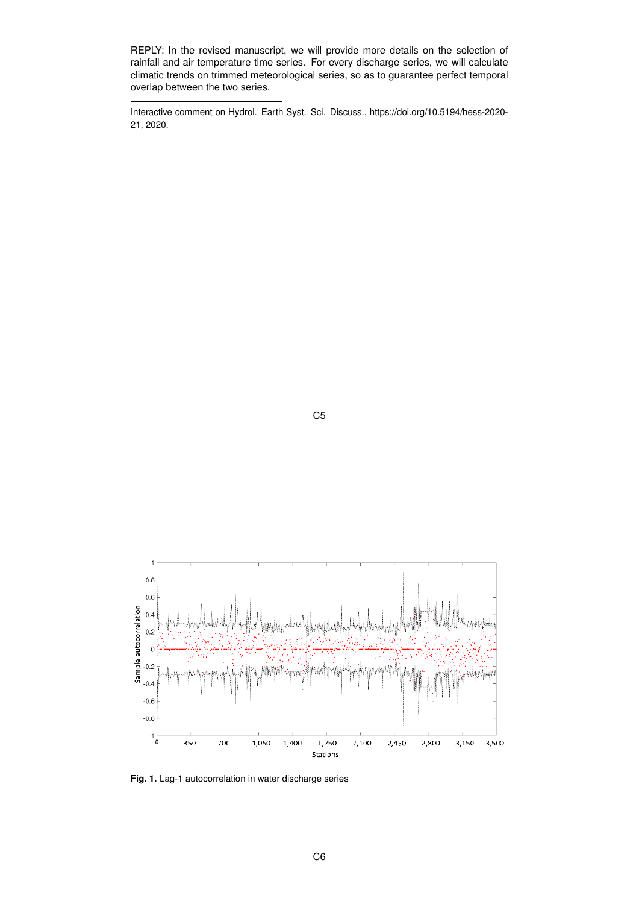REPLY: In the revised manuscript, we will provide more details on the selection of rainfall and air temperature time series. For every discharge series, we will calculate climatic trends on trimmed meteorological series, so as to guarantee perfect temporal overlap between the two series.

---

Interactive comment on Hydrol. Earth Syst. Sci. Discuss., https://doi.org/10.5194/hess-2020-21, 2020.

**Fig. 1.** Lag-1 autocorrelation in water discharge series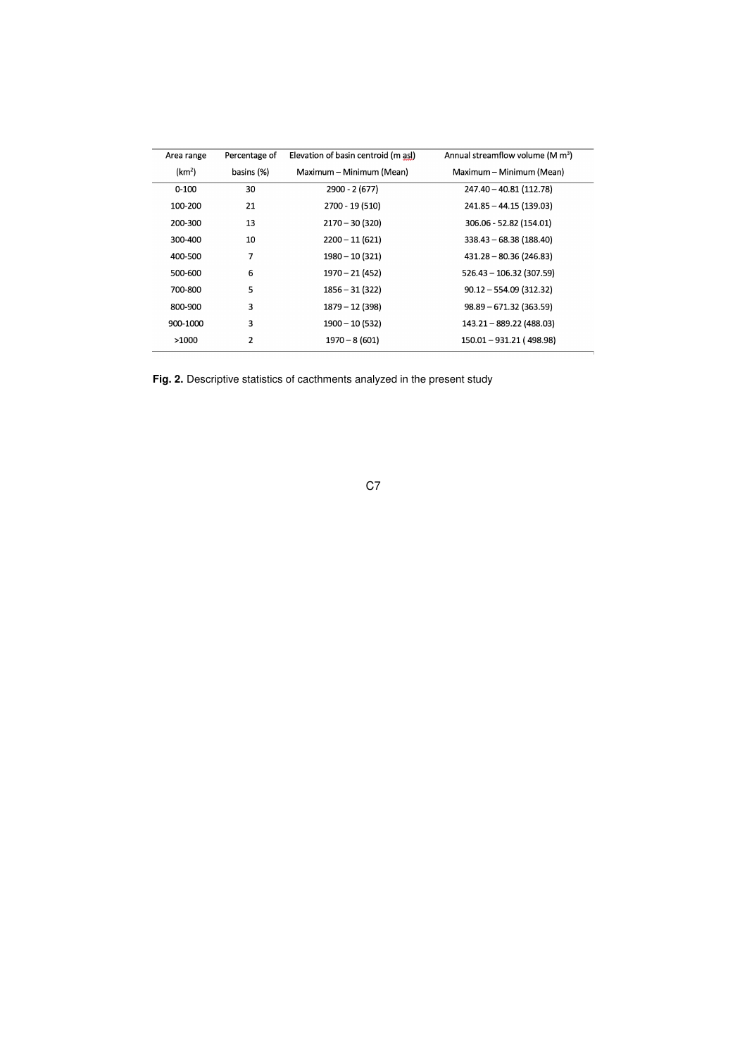| Area range (km$^2$) | Percentage of basins (%) | Elevation of basin centroid (m asl) Maximum – Minimum (Mean) | Annual streamflow volume (M m$^3$) Maximum – Minimum (Mean) |
|---|---|---|---|
| 0-100 | 30 | 2900 - 2 (677) | 247.40 – 40.81 (112.78) |
| 100-200 | 21 | 2700 - 19 (510) | 241.85 – 44.15 (139.03) |
| 200-300 | 13 | 2170 – 30 (320) | 306.06 - 52.82 (154.01) |
| 300-400 | 10 | 2200 – 11 (621) | 338.43 – 68.38 (188.40) |
| 400-500 | 7 | 1980 – 10 (321) | 431.28 – 80.36 (246.83) |
| 500-600 | 6 | 1970 – 21 (452) | 526.43 – 106.32 (307.59) |
| 700-800 | 5 | 1856 – 31 (322) | 90.12 – 554.09 (312.32) |
| 800-900 | 3 | 1879 – 12 (398) | 98.89 – 671.32 (363.59) |
| 900-1000 | 3 | 1900 – 10 (532) | 143.21 – 889.22 (488.03) |
| >1000 | 2 | 1970 – 8 (601) | 150.01 – 931.21 ( 498.98) |

**Fig. 2.** Descriptive statistics of cacthments analyzed in the present study